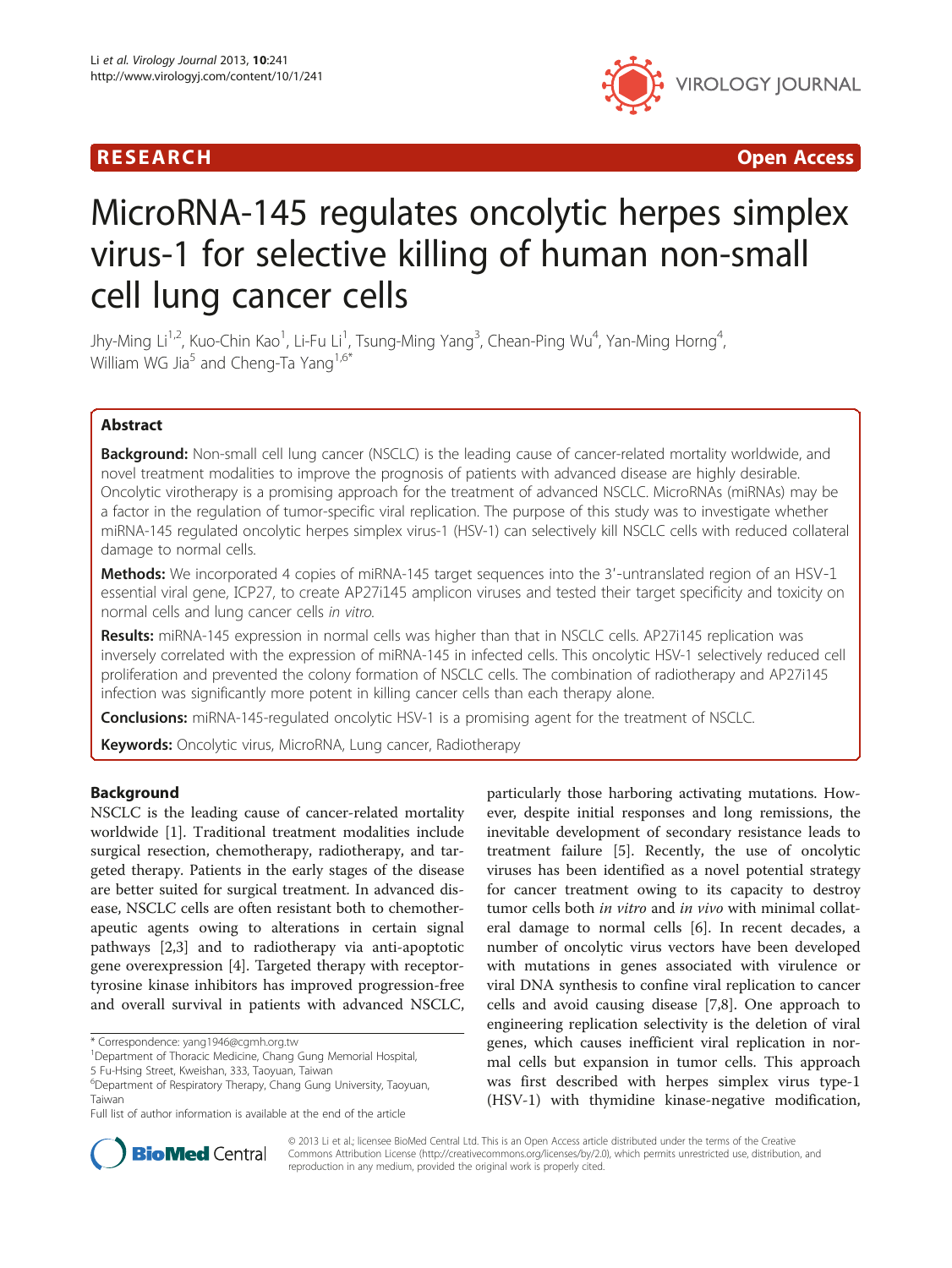RESEARCH Open Access

# MicroRNA-145 regulates oncolytic herpes simplex virus-1 for selective killing of human non-small cell lung cancer cells

Jhy-Ming Li[1,2], Kuo-Chin Kao[1], Li-Fu Li[1], Tsung-Ming Yang[3], Chean-Ping Wu[4], Yan-Ming Horng[4], William WG Jia[5] and Cheng-Ta Yang[1,6*]

## Abstract

**Background:** Non-small cell lung cancer (NSCLC) is the leading cause of cancer-related mortality worldwide, and novel treatment modalities to improve the prognosis of patients with advanced disease are highly desirable. Oncolytic virotherapy is a promising approach for the treatment of advanced NSCLC. MicroRNAs (miRNAs) may be a factor in the regulation of tumor-specific viral replication. The purpose of this study was to investigate whether miRNA-145 regulated oncolytic herpes simplex virus-1 (HSV-1) can selectively kill NSCLC cells with reduced collateral damage to normal cells.

**Methods:** We incorporated 4 copies of miRNA-145 target sequences into the 3'-untranslated region of an HSV-1 essential viral gene, ICP27, to create AP27i145 amplicon viruses and tested their target specificity and toxicity on normal cells and lung cancer cells *in vitro*.

**Results:** miRNA-145 expression in normal cells was higher than that in NSCLC cells. AP27i145 replication was inversely correlated with the expression of miRNA-145 in infected cells. This oncolytic HSV-1 selectively reduced cell proliferation and prevented the colony formation of NSCLC cells. The combination of radiotherapy and AP27i145 infection was significantly more potent in killing cancer cells than each therapy alone.

**Conclusions:** miRNA-145-regulated oncolytic HSV-1 is a promising agent for the treatment of NSCLC.

**Keywords:** Oncolytic virus, MicroRNA, Lung cancer, Radiotherapy

## Background

NSCLC is the leading cause of cancer-related mortality worldwide [1]. Traditional treatment modalities include surgical resection, chemotherapy, radiotherapy, and targeted therapy. Patients in the early stages of the disease are better suited for surgical treatment. In advanced disease, NSCLC cells are often resistant both to chemotherapeutic agents owing to alterations in certain signal pathways [2,3] and to radiotherapy via anti-apoptotic gene overexpression [4]. Targeted therapy with receptor-tyrosine kinase inhibitors has improved progression-free and overall survival in patients with advanced NSCLC, particularly those harboring activating mutations. However, despite initial responses and long remissions, the inevitable development of secondary resistance leads to treatment failure [5]. Recently, the use of oncolytic viruses has been identified as a novel potential strategy for cancer treatment owing to its capacity to destroy tumor cells both *in vitro* and *in vivo* with minimal collateral damage to normal cells [6]. In recent decades, a number of oncolytic virus vectors have been developed with mutations in genes associated with virulence or viral DNA synthesis to confine viral replication to cancer cells and avoid causing disease [7,8]. One approach to engineering replication selectivity is the deletion of viral genes, which causes inefficient viral replication in normal cells but expansion in tumor cells. This approach was first described with herpes simplex virus type-1 (HSV-1) with thymidine kinase-negative modification,

* Correspondence: yang1946@cgmh.org.tw
[1]Department of Thoracic Medicine, Chang Gung Memorial Hospital, 5 Fu-Hsing Street, Kweishan, 333, Taoyuan, Taiwan
[6]Department of Respiratory Therapy, Chang Gung University, Taoyuan, Taiwan
Full list of author information is available at the end of the article

© 2013 Li et al.; licensee BioMed Central Ltd. This is an Open Access article distributed under the terms of the Creative Commons Attribution License (http://creativecommons.org/licenses/by/2.0), which permits unrestricted use, distribution, and reproduction in any medium, provided the original work is properly cited.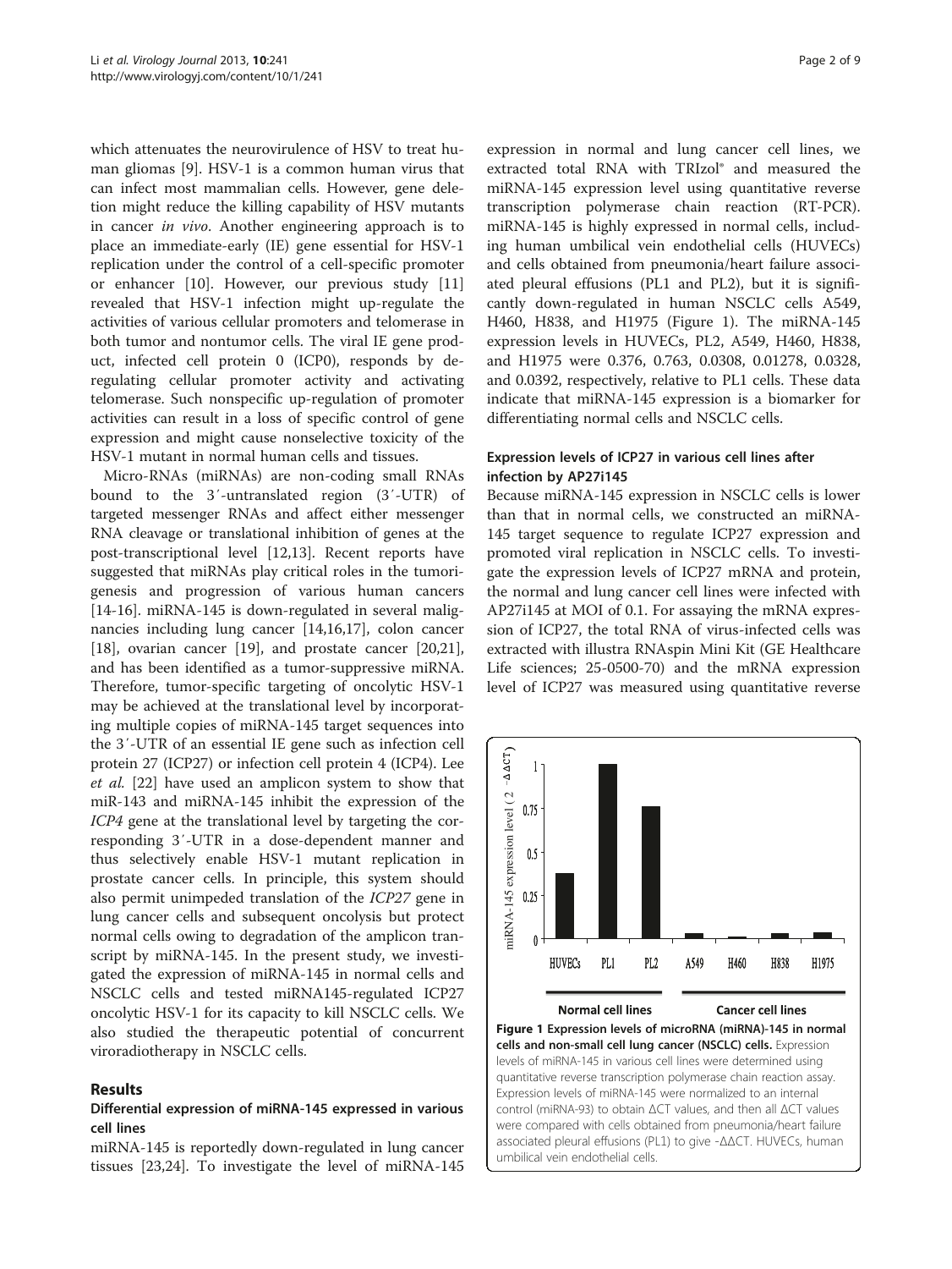which attenuates the neurovirulence of HSV to treat human gliomas [9]. HSV-1 is a common human virus that can infect most mammalian cells. However, gene deletion might reduce the killing capability of HSV mutants in cancer *in vivo*. Another engineering approach is to place an immediate-early (IE) gene essential for HSV-1 replication under the control of a cell-specific promoter or enhancer [10]. However, our previous study [11] revealed that HSV-1 infection might up-regulate the activities of various cellular promoters and telomerase in both tumor and nontumor cells. The viral IE gene product, infected cell protein 0 (ICP0), responds by deregulating cellular promoter activity and activating telomerase. Such nonspecific up-regulation of promoter activities can result in a loss of specific control of gene expression and might cause nonselective toxicity of the HSV-1 mutant in normal human cells and tissues.

Micro-RNAs (miRNAs) are non-coding small RNAs bound to the 3′-untranslated region (3′-UTR) of targeted messenger RNAs and affect either messenger RNA cleavage or translational inhibition of genes at the post-transcriptional level [12,13]. Recent reports have suggested that miRNAs play critical roles in the tumorigenesis and progression of various human cancers [14-16]. miRNA-145 is down-regulated in several malignancies including lung cancer [14,16,17], colon cancer [18], ovarian cancer [19], and prostate cancer [20,21], and has been identified as a tumor-suppressive miRNA. Therefore, tumor-specific targeting of oncolytic HSV-1 may be achieved at the translational level by incorporating multiple copies of miRNA-145 target sequences into the 3′-UTR of an essential IE gene such as infection cell protein 27 (ICP27) or infection cell protein 4 (ICP4). Lee *et al.* [22] have used an amplicon system to show that miR-143 and miRNA-145 inhibit the expression of the *ICP4* gene at the translational level by targeting the corresponding 3′-UTR in a dose-dependent manner and thus selectively enable HSV-1 mutant replication in prostate cancer cells. In principle, this system should also permit unimpeded translation of the *ICP27* gene in lung cancer cells and subsequent oncolysis but protect normal cells owing to degradation of the amplicon transcript by miRNA-145. In the present study, we investigated the expression of miRNA-145 in normal cells and NSCLC cells and tested miRNA145-regulated ICP27 oncolytic HSV-1 for its capacity to kill NSCLC cells. We also studied the therapeutic potential of concurrent viroradiotherapy in NSCLC cells.

## Results

### Differential expression of miRNA-145 expressed in various cell lines

miRNA-145 is reportedly down-regulated in lung cancer tissues [23,24]. To investigate the level of miRNA-145 expression in normal and lung cancer cell lines, we extracted total RNA with TRIzol® and measured the miRNA-145 expression level using quantitative reverse transcription polymerase chain reaction (RT-PCR). miRNA-145 is highly expressed in normal cells, including human umbilical vein endothelial cells (HUVECs) and cells obtained from pneumonia/heart failure associated pleural effusions (PL1 and PL2), but it is significantly down-regulated in human NSCLC cells A549, H460, H838, and H1975 (Figure 1). The miRNA-145 expression levels in HUVECs, PL2, A549, H460, H838, and H1975 were 0.376, 0.763, 0.0308, 0.01278, 0.0328, and 0.0392, respectively, relative to PL1 cells. These data indicate that miRNA-145 expression is a biomarker for differentiating normal cells and NSCLC cells.

### Expression levels of ICP27 in various cell lines after infection by AP27i145

Because miRNA-145 expression in NSCLC cells is lower than that in normal cells, we constructed an miRNA-145 target sequence to regulate ICP27 expression and promoted viral replication in NSCLC cells. To investigate the expression levels of ICP27 mRNA and protein, the normal and lung cancer cell lines were infected with AP27i145 at MOI of 0.1. For assaying the mRNA expression of ICP27, the total RNA of virus-infected cells was extracted with illustra RNAspin Mini Kit (GE Healthcare Life sciences; 25-0500-70) and the mRNA expression level of ICP27 was measured using quantitative reverse

**Figure 1 Expression levels of microRNA (miRNA)-145 in normal cells and non-small cell lung cancer (NSCLC) cells.** Expression levels of miRNA-145 in various cell lines were determined using quantitative reverse transcription polymerase chain reaction assay. Expression levels of miRNA-145 were normalized to an internal control (miRNA-93) to obtain ΔCT values, and then all ΔCT values were compared with cells obtained from pneumonia/heart failure associated pleural effusions (PL1) to give -ΔΔCT. HUVECs, human umbilical vein endothelial cells.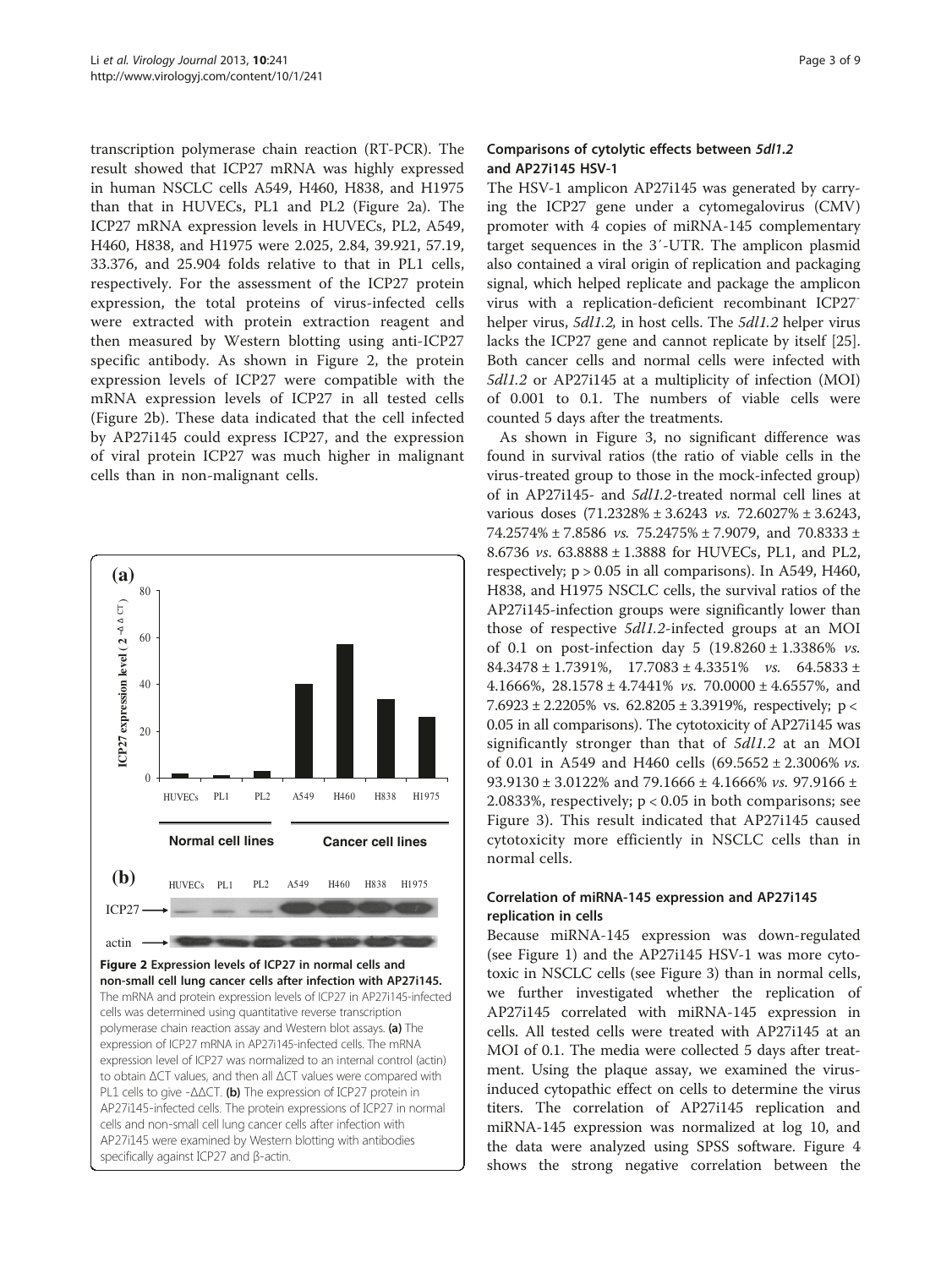transcription polymerase chain reaction (RT-PCR). The result showed that ICP27 mRNA was highly expressed in human NSCLC cells A549, H460, H838, and H1975 than that in HUVECs, PL1 and PL2 (Figure 2a). The ICP27 mRNA expression levels in HUVECs, PL2, A549, H460, H838, and H1975 were 2.025, 2.84, 39.921, 57.19, 33.376, and 25.904 folds relative to that in PL1 cells, respectively. For the assessment of the ICP27 protein expression, the total proteins of virus-infected cells were extracted with protein extraction reagent and then measured by Western blotting using anti-ICP27 specific antibody. As shown in Figure 2, the protein expression levels of ICP27 were compatible with the mRNA expression levels of ICP27 in all tested cells (Figure 2b). These data indicated that the cell infected by AP27i145 could express ICP27, and the expression of viral protein ICP27 was much higher in malignant cells than in non-malignant cells.

**Figure 2 Expression levels of ICP27 in normal cells and non-small cell lung cancer cells after infection with AP27i145.** The mRNA and protein expression levels of ICP27 in AP27i145-infected cells was determined using quantitative reverse transcription polymerase chain reaction assay and Western blot assays. **(a)** The expression of ICP27 mRNA in AP27i145-infected cells. The mRNA expression level of ICP27 was normalized to an internal control (actin) to obtain ΔCT values, and then all ΔCT values were compared with PL1 cells to give -ΔΔCT. **(b)** The expression of ICP27 protein in AP27i145-infected cells. The protein expressions of ICP27 in normal cells and non-small cell lung cancer cells after infection with AP27i145 were examined by Western blotting with antibodies specifically against ICP27 and β-actin.

### Comparisons of cytolytic effects between *5dl1.2* and AP27i145 HSV-1

The HSV-1 amplicon AP27i145 was generated by carrying the ICP27 gene under a cytomegalovirus (CMV) promoter with 4 copies of miRNA-145 complementary target sequences in the 3′-UTR. The amplicon plasmid also contained a viral origin of replication and packaging signal, which helped replicate and package the amplicon virus with a replication-deficient recombinant ICP27$^-$ helper virus, *5dl1.2,* in host cells. The *5dl1.2* helper virus lacks the ICP27 gene and cannot replicate by itself [25]. Both cancer cells and normal cells were infected with *5dl1.2* or AP27i145 at a multiplicity of infection (MOI) of 0.001 to 0.1. The numbers of viable cells were counted 5 days after the treatments.

As shown in Figure 3, no significant difference was found in survival ratios (the ratio of viable cells in the virus-treated group to those in the mock-infected group) of in AP27i145- and *5dl1.2*-treated normal cell lines at various doses (71.2328% ± 3.6243 *vs.* 72.6027% ± 3.6243, 74.2574% ± 7.8586 *vs.* 75.2475% ± 7.9079, and 70.8333 ± 8.6736 *vs.* 63.8888 ± 1.3888 for HUVECs, PL1, and PL2, respectively; $p > 0.05$ in all comparisons). In A549, H460, H838, and H1975 NSCLC cells, the survival ratios of the AP27i145-infection groups were significantly lower than those of respective *5dl1.2*-infected groups at an MOI of 0.1 on post-infection day 5 (19.8260 ± 1.3386% *vs.* 84.3478 ± 1.7391%, 17.7083 ± 4.3351% *vs.* 64.5833 ± 4.1666%, 28.1578 ± 4.7441% *vs.* 70.0000 ± 4.6557%, and 7.6923 ± 2.2205% vs. 62.8205 ± 3.3919%, respectively; $p < 0.05$ in all comparisons). The cytotoxicity of AP27i145 was significantly stronger than that of *5dl1.2* at an MOI of 0.01 in A549 and H460 cells (69.5652 ± 2.3006% *vs.* 93.9130 ± 3.0122% and 79.1666 ± 4.1666% *vs.* 97.9166 ± 2.0833%, respectively; $p < 0.05$ in both comparisons; see Figure 3). This result indicated that AP27i145 caused cytotoxicity more efficiently in NSCLC cells than in normal cells.

### Correlation of miRNA-145 expression and AP27i145 replication in cells

Because miRNA-145 expression was down-regulated (see Figure 1) and the AP27i145 HSV-1 was more cytotoxic in NSCLC cells (see Figure 3) than in normal cells, we further investigated whether the replication of AP27i145 correlated with miRNA-145 expression in cells. All tested cells were treated with AP27i145 at an MOI of 0.1. The media were collected 5 days after treatment. Using the plaque assay, we examined the virus-induced cytopathic effect on cells to determine the virus titers. The correlation of AP27i145 replication and miRNA-145 expression was normalized at log 10, and the data were analyzed using SPSS software. Figure 4 shows the strong negative correlation between the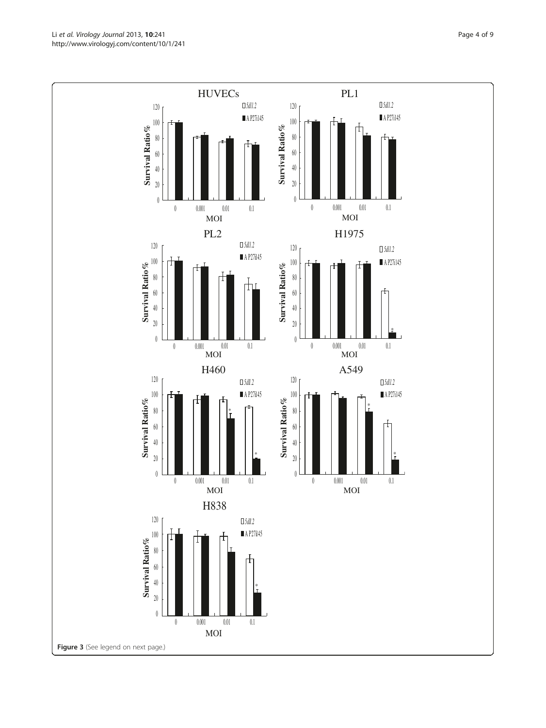Figure 3 (See legend on next page.)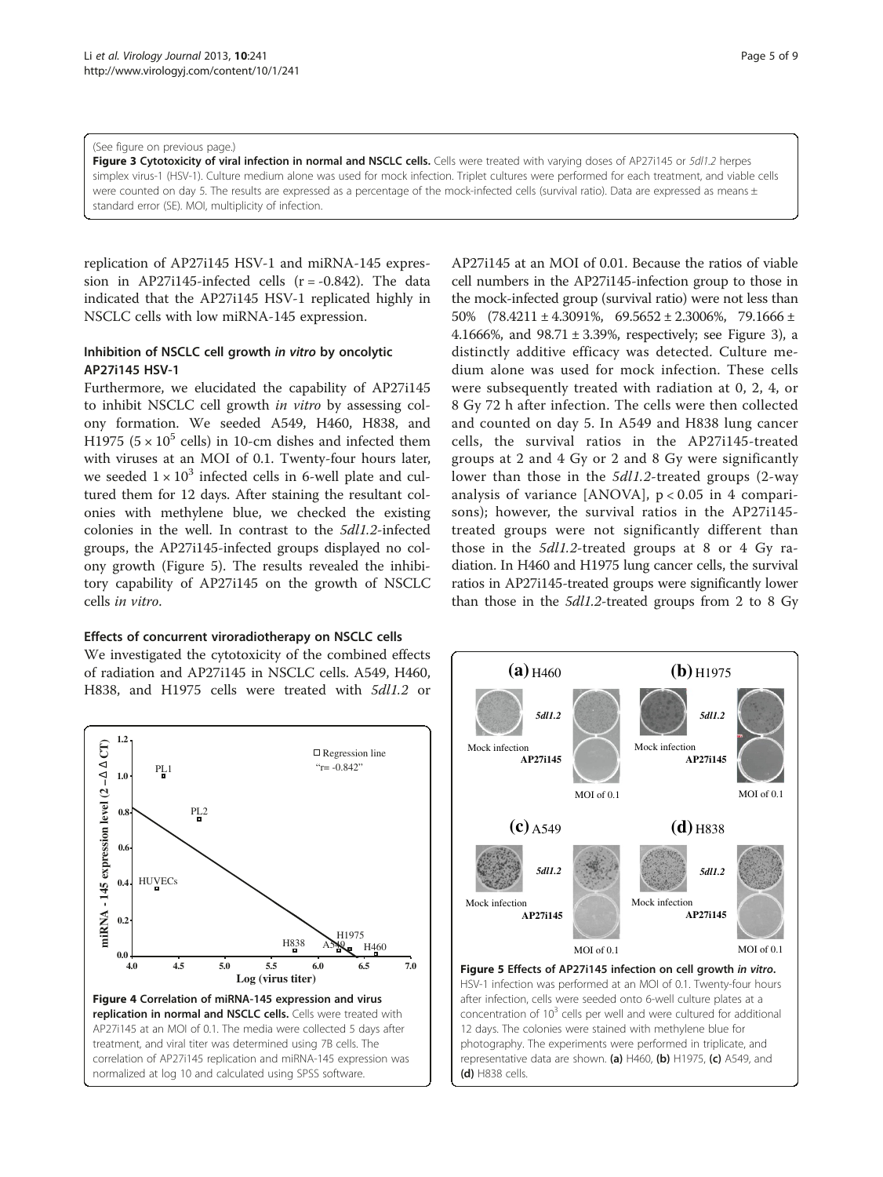(See figure on previous page.)

**Figure 3 Cytotoxicity of viral infection in normal and NSCLC cells.** Cells were treated with varying doses of AP27i145 or *5dl1.2* herpes simplex virus-1 (HSV-1). Culture medium alone was used for mock infection. Triplet cultures were performed for each treatment, and viable cells were counted on day 5. The results are expressed as a percentage of the mock-infected cells (survival ratio). Data are expressed as means ± standard error (SE). MOI, multiplicity of infection.

replication of AP27i145 HSV-1 and miRNA-145 expression in AP27i145-infected cells ($r = -0.842$). The data indicated that the AP27i145 HSV-1 replicated highly in NSCLC cells with low miRNA-145 expression.

### Inhibition of NSCLC cell growth *in vitro* by oncolytic AP27i145 HSV-1

Furthermore, we elucidated the capability of AP27i145 to inhibit NSCLC cell growth *in vitro* by assessing colony formation. We seeded A549, H460, H838, and H1975 ($5 \times 10^5$ cells) in 10-cm dishes and infected them with viruses at an MOI of 0.1. Twenty-four hours later, we seeded $1 \times 10^3$ infected cells in 6-well plate and cultured them for 12 days. After staining the resultant colonies with methylene blue, we checked the existing colonies in the well. In contrast to the *5dl1.2*-infected groups, the AP27i145-infected groups displayed no colony growth (Figure 5). The results revealed the inhibitory capability of AP27i145 on the growth of NSCLC cells *in vitro*.

### Effects of concurrent viroradiotherapy on NSCLC cells

We investigated the cytotoxicity of the combined effects of radiation and AP27i145 in NSCLC cells. A549, H460, H838, and H1975 cells were treated with *5dl1.2* or AP27i145 at an MOI of 0.01. Because the ratios of viable cell numbers in the AP27i145-infection group to those in the mock-infected group (survival ratio) were not less than 50% (78.4211 ± 4.3091%, 69.5652 ± 2.3006%, 79.1666 ± 4.1666%, and 98.71 ± 3.39%, respectively; see Figure 3), a distinctly additive efficacy was detected. Culture medium alone was used for mock infection. These cells were subsequently treated with radiation at 0, 2, 4, or 8 Gy 72 h after infection. The cells were then collected and counted on day 5. In A549 and H838 lung cancer cells, the survival ratios in the AP27i145-treated groups at 2 and 4 Gy or 2 and 8 Gy were significantly lower than those in the *5dl1.2*-treated groups (2-way analysis of variance [ANOVA], $p < 0.05$ in 4 comparisons); however, the survival ratios in the AP27i145-treated groups were not significantly different than those in the *5dl1.2*-treated groups at 8 or 4 Gy radiation. In H460 and H1975 lung cancer cells, the survival ratios in AP27i145-treated groups were significantly lower than those in the *5dl1.2*-treated groups from 2 to 8 Gy

**Figure 4 Correlation of miRNA-145 expression and virus replication in normal and NSCLC cells.** Cells were treated with AP27i145 at an MOI of 0.1. The media were collected 5 days after treatment, and viral titer was determined using 7B cells. The correlation of AP27i145 replication and miRNA-145 expression was normalized at log 10 and calculated using SPSS software.

**Figure 5 Effects of AP27i145 infection on cell growth *in vitro*.** HSV-1 infection was performed at an MOI of 0.1. Twenty-four hours after infection, cells were seeded onto 6-well culture plates at a concentration of $10^3$ cells per well and were cultured for additional 12 days. The colonies were stained with methylene blue for photography. The experiments were performed in triplicate, and representative data are shown. **(a)** H460, **(b)** H1975, **(c)** A549, and **(d)** H838 cells.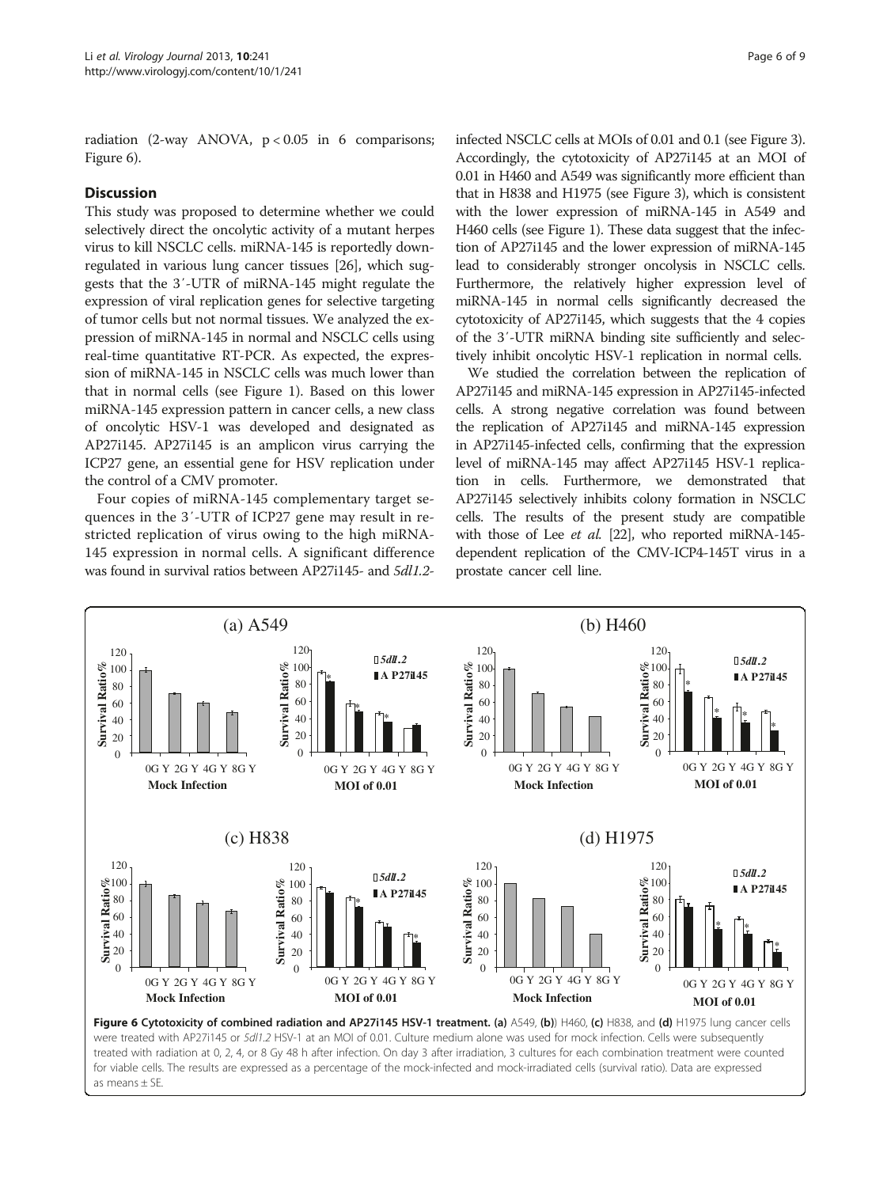radiation (2-way ANOVA, $p < 0.05$ in 6 comparisons; Figure 6).

## Discussion

This study was proposed to determine whether we could selectively direct the oncolytic activity of a mutant herpes virus to kill NSCLC cells. miRNA-145 is reportedly downregulated in various lung cancer tissues [26], which suggests that the 3′-UTR of miRNA-145 might regulate the expression of viral replication genes for selective targeting of tumor cells but not normal tissues. We analyzed the expression of miRNA-145 in normal and NSCLC cells using real-time quantitative RT-PCR. As expected, the expression of miRNA-145 in NSCLC cells was much lower than that in normal cells (see Figure 1). Based on this lower miRNA-145 expression pattern in cancer cells, a new class of oncolytic HSV-1 was developed and designated as AP27i145. AP27i145 is an amplicon virus carrying the ICP27 gene, an essential gene for HSV replication under the control of a CMV promoter.

Four copies of miRNA-145 complementary target sequences in the 3′-UTR of ICP27 gene may result in restricted replication of virus owing to the high miRNA-145 expression in normal cells. A significant difference was found in survival ratios between AP27i145- and *5dl1.2*-infected NSCLC cells at MOIs of 0.01 and 0.1 (see Figure 3). Accordingly, the cytotoxicity of AP27i145 at an MOI of 0.01 in H460 and A549 was significantly more efficient than that in H838 and H1975 (see Figure 3), which is consistent with the lower expression of miRNA-145 in A549 and H460 cells (see Figure 1). These data suggest that the infection of AP27i145 and the lower expression of miRNA-145 lead to considerably stronger oncolysis in NSCLC cells. Furthermore, the relatively higher expression level of miRNA-145 in normal cells significantly decreased the cytotoxicity of AP27i145, which suggests that the 4 copies of the 3′-UTR miRNA binding site sufficiently and selectively inhibit oncolytic HSV-1 replication in normal cells.

We studied the correlation between the replication of AP27i145 and miRNA-145 expression in AP27i145-infected cells. A strong negative correlation was found between the replication of AP27i145 and miRNA-145 expression in AP27i145-infected cells, confirming that the expression level of miRNA-145 may affect AP27i145 HSV-1 replication in cells. Furthermore, we demonstrated that AP27i145 selectively inhibits colony formation in NSCLC cells. The results of the present study are compatible with those of Lee *et al.* [22], who reported miRNA-145-dependent replication of the CMV-ICP4-145T virus in a prostate cancer cell line.

**Figure 6 Cytotoxicity of combined radiation and AP27i145 HSV-1 treatment.** **(a)** A549, **(b)** H460, **(c)** H838, and **(d)** H1975 lung cancer cells were treated with AP27i145 or *5dl1.2* HSV-1 at an MOI of 0.01. Culture medium alone was used for mock infection. Cells were subsequently treated with radiation at 0, 2, 4, or 8 Gy 48 h after infection. On day 3 after irradiation, 3 cultures for each combination treatment were counted for viable cells. The results are expressed as a percentage of the mock-infected and mock-irradiated cells (survival ratio). Data are expressed as means ± SE.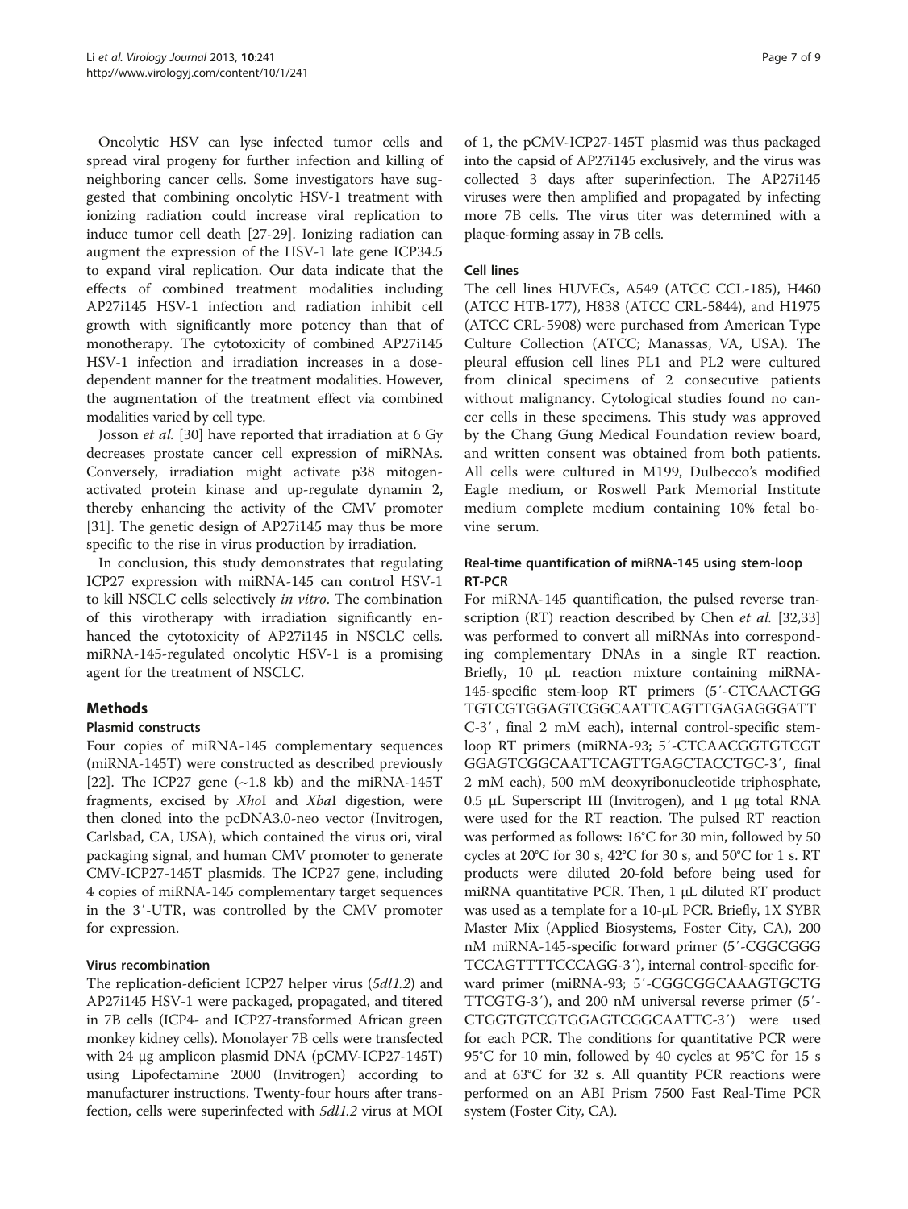Oncolytic HSV can lyse infected tumor cells and spread viral progeny for further infection and killing of neighboring cancer cells. Some investigators have suggested that combining oncolytic HSV-1 treatment with ionizing radiation could increase viral replication to induce tumor cell death [27-29]. Ionizing radiation can augment the expression of the HSV-1 late gene ICP34.5 to expand viral replication. Our data indicate that the effects of combined treatment modalities including AP27i145 HSV-1 infection and radiation inhibit cell growth with significantly more potency than that of monotherapy. The cytotoxicity of combined AP27i145 HSV-1 infection and irradiation increases in a dose-dependent manner for the treatment modalities. However, the augmentation of the treatment effect via combined modalities varied by cell type.

Josson *et al.* [30] have reported that irradiation at 6 Gy decreases prostate cancer cell expression of miRNAs. Conversely, irradiation might activate p38 mitogen-activated protein kinase and up-regulate dynamin 2, thereby enhancing the activity of the CMV promoter [31]. The genetic design of AP27i145 may thus be more specific to the rise in virus production by irradiation.

In conclusion, this study demonstrates that regulating ICP27 expression with miRNA-145 can control HSV-1 to kill NSCLC cells selectively *in vitro*. The combination of this virotherapy with irradiation significantly enhanced the cytotoxicity of AP27i145 in NSCLC cells. miRNA-145-regulated oncolytic HSV-1 is a promising agent for the treatment of NSCLC.

## Methods

### Plasmid constructs

Four copies of miRNA-145 complementary sequences (miRNA-145T) were constructed as described previously [22]. The ICP27 gene (~1.8 kb) and the miRNA-145T fragments, excised by *Xho*I and *Xba*I digestion, were then cloned into the pcDNA3.0-neo vector (Invitrogen, Carlsbad, CA, USA), which contained the virus ori, viral packaging signal, and human CMV promoter to generate CMV-ICP27-145T plasmids. The ICP27 gene, including 4 copies of miRNA-145 complementary target sequences in the 3′-UTR, was controlled by the CMV promoter for expression.

### Virus recombination

The replication-deficient ICP27 helper virus (*5dl1.2*) and AP27i145 HSV-1 were packaged, propagated, and titered in 7B cells (ICP4- and ICP27-transformed African green monkey kidney cells). Monolayer 7B cells were transfected with 24 μg amplicon plasmid DNA (pCMV-ICP27-145T) using Lipofectamine 2000 (Invitrogen) according to manufacturer instructions. Twenty-four hours after transfection, cells were superinfected with *5dl1.2* virus at MOI of 1, the pCMV-ICP27-145T plasmid was thus packaged into the capsid of AP27i145 exclusively, and the virus was collected 3 days after superinfection. The AP27i145 viruses were then amplified and propagated by infecting more 7B cells. The virus titer was determined with a plaque-forming assay in 7B cells.

### Cell lines

The cell lines HUVECs, A549 (ATCC CCL-185), H460 (ATCC HTB-177), H838 (ATCC CRL-5844), and H1975 (ATCC CRL-5908) were purchased from American Type Culture Collection (ATCC; Manassas, VA, USA). The pleural effusion cell lines PL1 and PL2 were cultured from clinical specimens of 2 consecutive patients without malignancy. Cytological studies found no cancer cells in these specimens. This study was approved by the Chang Gung Medical Foundation review board, and written consent was obtained from both patients. All cells were cultured in M199, Dulbecco's modified Eagle medium, or Roswell Park Memorial Institute medium complete medium containing 10% fetal bovine serum.

### Real-time quantification of miRNA-145 using stem-loop RT-PCR

For miRNA-145 quantification, the pulsed reverse transcription (RT) reaction described by Chen *et al.* [32,33] was performed to convert all miRNAs into corresponding complementary DNAs in a single RT reaction. Briefly, 10 μL reaction mixture containing miRNA-145-specific stem-loop RT primers (5′-CTCAACTGGTGTCGTGGAGTCGGCAATTCAGTTGAGAGGGATTC-3′, final 2 mM each), internal control-specific stem-loop RT primers (miRNA-93; 5′-CTCAACGGTGTCGTGGAGTCGGCAATTCAGTTGAGCTACCTGC-3′, final 2 mM each), 500 mM deoxyribonucleotide triphosphate, 0.5 μL Superscript III (Invitrogen), and 1 μg total RNA were used for the RT reaction. The pulsed RT reaction was performed as follows: 16°C for 30 min, followed by 50 cycles at 20°C for 30 s, 42°C for 30 s, and 50°C for 1 s. RT products were diluted 20-fold before being used for miRNA quantitative PCR. Then, 1 μL diluted RT product was used as a template for a 10-μL PCR. Briefly, 1X SYBR Master Mix (Applied Biosystems, Foster City, CA), 200 nM miRNA-145-specific forward primer (5′-CGGCGGGTCCAGTTTTCCCAGG-3′), internal control-specific forward primer (miRNA-93; 5′-CGGCGGCAAAGTGCTGTTCGTG-3′), and 200 nM universal reverse primer (5′-CTGGTGTCGTGGAGTCGGCAATTC-3′) were used for each PCR. The conditions for quantitative PCR were 95°C for 10 min, followed by 40 cycles at 95°C for 15 s and at 63°C for 32 s. All quantity PCR reactions were performed on an ABI Prism 7500 Fast Real-Time PCR system (Foster City, CA).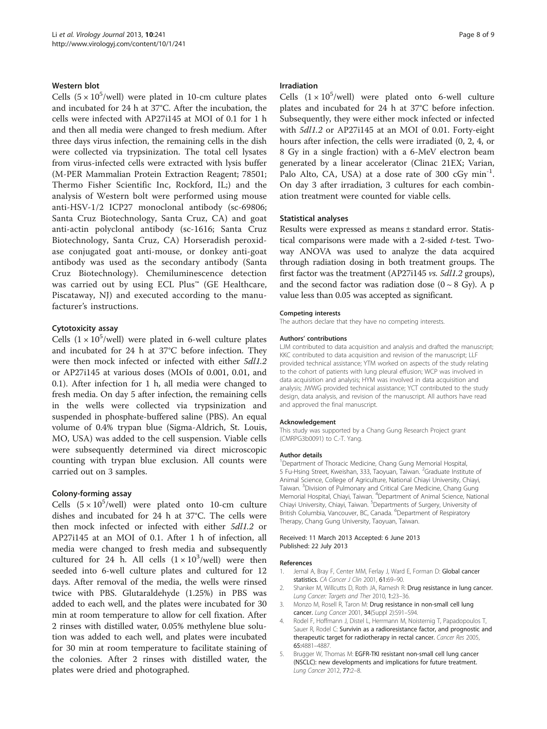### Western blot

Cells ($5 \times 10^5$/well) were plated in 10-cm culture plates and incubated for 24 h at 37°C. After the incubation, the cells were infected with AP27i145 at MOI of 0.1 for 1 h and then all media were changed to fresh medium. After three days virus infection, the remaining cells in the dish were collected via trypsinization. The total cell lysates from virus-infected cells were extracted with lysis buffer (M-PER Mammalian Protein Extraction Reagent; 78501; Thermo Fisher Scientific Inc, Rockford, IL;) and the analysis of Western bolt were performed using mouse anti-HSV-1/2 ICP27 monoclonal antibody (sc-69806; Santa Cruz Biotechnology, Santa Cruz, CA) and goat anti-actin polyclonal antibody (sc-1616; Santa Cruz Biotechnology, Santa Cruz, CA) Horseradish peroxidase conjugated goat anti-mouse, or donkey anti-goat antibody was used as the secondary antibody (Santa Cruz Biotechnology). Chemiluminescence detection was carried out by using ECL Plus™ (GE Healthcare, Piscataway, NJ) and executed according to the manufacturer's instructions.

### Cytotoxicity assay

Cells ($1 \times 10^5$/well) were plated in 6-well culture plates and incubated for 24 h at 37°C before infection. They were then mock infected or infected with either *5dl1.2* or AP27i145 at various doses (MOIs of 0.001, 0.01, and 0.1). After infection for 1 h, all media were changed to fresh media. On day 5 after infection, the remaining cells in the wells were collected via trypsinization and suspended in phosphate-buffered saline (PBS). An equal volume of 0.4% trypan blue (Sigma-Aldrich, St. Louis, MO, USA) was added to the cell suspension. Viable cells were subsequently determined via direct microscopic counting with trypan blue exclusion. All counts were carried out on 3 samples.

### Colony-forming assay

Cells ($5 \times 10^5$/well) were plated onto 10-cm culture dishes and incubated for 24 h at 37°C. The cells were then mock infected or infected with either *5dl1.2* or AP27i145 at an MOI of 0.1. After 1 h of infection, all media were changed to fresh media and subsequently cultured for 24 h. All cells ($1 \times 10^3$/well) were then seeded into 6-well culture plates and cultured for 12 days. After removal of the media, the wells were rinsed twice with PBS. Glutaraldehyde (1.25%) in PBS was added to each well, and the plates were incubated for 30 min at room temperature to allow for cell fixation. After 2 rinses with distilled water, 0.05% methylene blue solution was added to each well, and plates were incubated for 30 min at room temperature to facilitate staining of the colonies. After 2 rinses with distilled water, the plates were dried and photographed.

### Irradiation

Cells ($1 \times 10^5$/well) were plated onto 6-well culture plates and incubated for 24 h at 37°C before infection. Subsequently, they were either mock infected or infected with *5dl1.2* or AP27i145 at an MOI of 0.01. Forty-eight hours after infection, the cells were irradiated (0, 2, 4, or 8 Gy in a single fraction) with a 6-MeV electron beam generated by a linear accelerator (Clinac 21EX; Varian, Palo Alto, CA, USA) at a dose rate of 300 cGy $min^{-1}$. On day 3 after irradiation, 3 cultures for each combination treatment were counted for viable cells.

### Statistical analyses

Results were expressed as means ± standard error. Statistical comparisons were made with a 2-sided *t*-test. Two-way ANOVA was used to analyze the data acquired through radiation dosing in both treatment groups. The first factor was the treatment (AP27i145 *vs. 5dl1.2* groups), and the second factor was radiation dose (0 ~ 8 Gy). A p value less than 0.05 was accepted as significant.

#### Competing interests

The authors declare that they have no competing interests.

#### Authors' contributions

LJM contributed to data acquisition and analysis and drafted the manuscript; KKC contributed to data acquisition and revision of the manuscript; LLF provided technical assistance; YTM worked on aspects of the study relating to the cohort of patients with lung pleural effusion; WCP was involved in data acquisition and analysis; HYM was involved in data acquisition and analysis; JWWG provided technical assistance; YCT contributed to the study design, data analysis, and revision of the manuscript. All authors have read and approved the final manuscript.

#### Acknowledgement

This study was supported by a Chang Gung Research Project grant (CMRPG3b0091) to C.-T. Yang.

#### Author details

[1]Department of Thoracic Medicine, Chang Gung Memorial Hospital, 5 Fu-Hsing Street, Kweishan, 333, Taoyuan, Taiwan. [2]Graduate Institute of Animal Science, College of Agriculture, National Chiayi University, Chiayi, Taiwan. [3]Division of Pulmonary and Critical Care Medicine, Chang Gung Memorial Hospital, Chiayi, Taiwan. [4]Department of Animal Science, National Chiayi University, Chiayi, Taiwan. [5]Departments of Surgery, University of British Columbia, Vancouver, BC, Canada. [6]Department of Respiratory Therapy, Chang Gung University, Taoyuan, Taiwan.

Received: 11 March 2013 Accepted: 6 June 2013
Published: 22 July 2013

#### References

1. Jemal A, Bray F, Center MM, Ferlay J, Ward E, Forman D: **Global cancer statistics.** *CA Cancer J Clin* 2001, **61:**69–90.
2. Shanker M, Willcutts D, Roth JA, Ramesh R: **Drug resistance in lung cancer.** *Lung Cancer: Targets and Ther* 2010, **1:**23–36.
3. Monzo M, Rosell R, Taron M: **Drug resistance in non-small cell lung cancer.** *Lung Cancer* 2001, **34**(Suppl 2):S91–S94.
4. Rodel F, Hoffmann J, Distel L, Herrmann M, Noisternig T, Papadopoulos T, Sauer R, Rodel C: **Survivin as a radioresistance factor, and prognostic and therapeutic target for radiotherapy in rectal cancer.** *Cancer Res* 2005, **65:**4881–4887.
5. Brugger W, Thomas M: **EGFR-TKI resistant non-small cell lung cancer (NSCLC): new developments and implications for future treatment.** *Lung Cancer* 2012, **77:**2–8.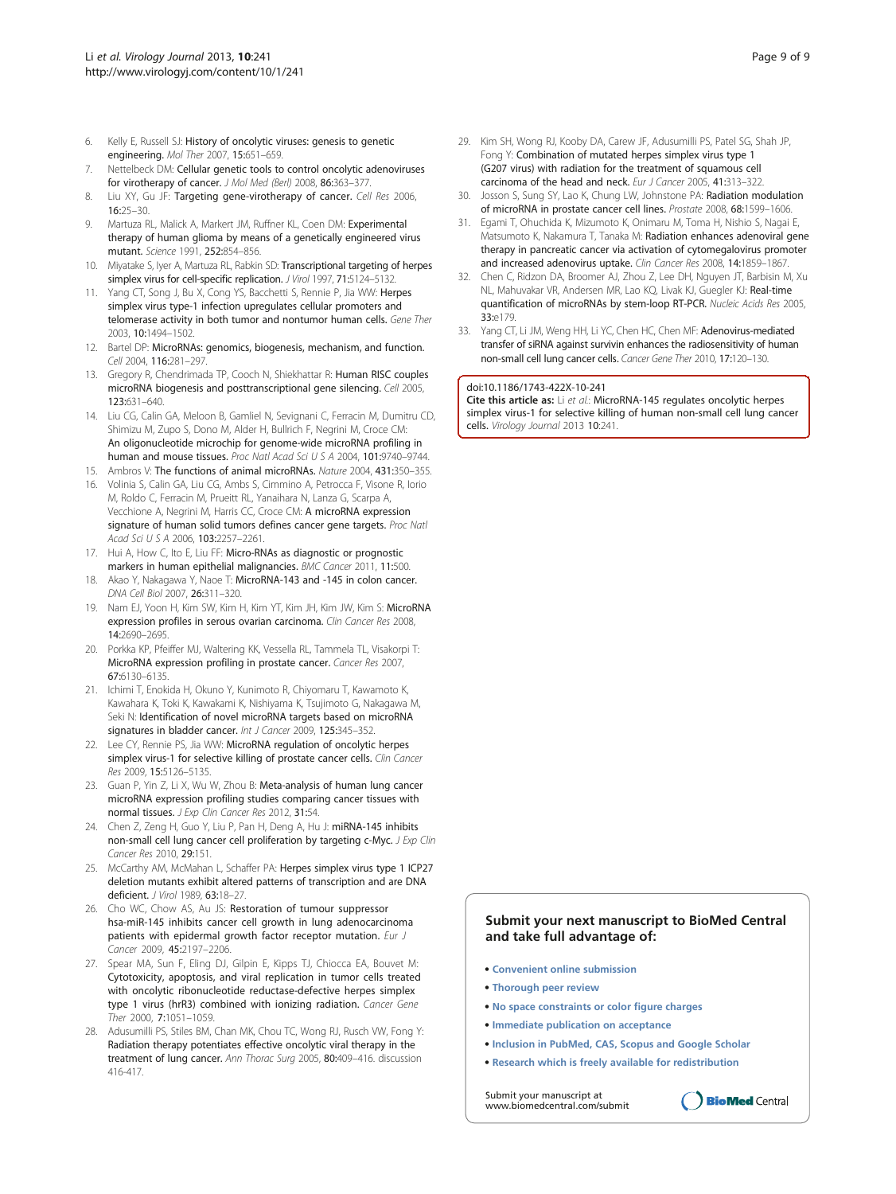6. Kelly E, Russell SJ: **History of oncolytic viruses: genesis to genetic engineering.** *Mol Ther* 2007, **15:**651–659.
7. Nettelbeck DM: **Cellular genetic tools to control oncolytic adenoviruses for virotherapy of cancer.** *J Mol Med (Berl)* 2008, **86:**363–377.
8. Liu XY, Gu JF: **Targeting gene-virotherapy of cancer.** *Cell Res* 2006, **16:**25–30.
9. Martuza RL, Malick A, Markert JM, Ruffner KL, Coen DM: **Experimental therapy of human glioma by means of a genetically engineered virus mutant.** *Science* 1991, **252:**854–856.
10. Miyatake S, Iyer A, Martuza RL, Rabkin SD: **Transcriptional targeting of herpes simplex virus for cell-specific replication.** *J Virol* 1997, **71:**5124–5132.
11. Yang CT, Song J, Bu X, Cong YS, Bacchetti S, Rennie P, Jia WW: **Herpes simplex virus type-1 infection upregulates cellular promoters and telomerase activity in both tumor and nontumor human cells.** *Gene Ther* 2003, **10:**1494–1502.
12. Bartel DP: **MicroRNAs: genomics, biogenesis, mechanism, and function.** *Cell* 2004, **116:**281–297.
13. Gregory R, Chendrimada TP, Cooch N, Shiekhattar R: **Human RISC couples microRNA biogenesis and posttranscriptional gene silencing.** *Cell* 2005, **123:**631–640.
14. Liu CG, Calin GA, Meloon B, Gamliel N, Sevignani C, Ferracin M, Dumitru CD, Shimizu M, Zupo S, Dono M, Alder H, Bullrich F, Negrini M, Croce CM: **An oligonucleotide microchip for genome-wide microRNA profiling in human and mouse tissues.** *Proc Natl Acad Sci U S A* 2004, **101:**9740–9744.
15. Ambros V: **The functions of animal microRNAs.** *Nature* 2004, **431:**350–355.
16. Volinia S, Calin GA, Liu CG, Ambs S, Cimmino A, Petrocca F, Visone R, Iorio M, Roldo C, Ferracin M, Prueitt RL, Yanaihara N, Lanza G, Scarpa A, Vecchione A, Negrini M, Harris CC, Croce CM: **A microRNA expression signature of human solid tumors defines cancer gene targets.** *Proc Natl Acad Sci U S A* 2006, **103:**2257–2261.
17. Hui A, How C, Ito E, Liu FF: **Micro-RNAs as diagnostic or prognostic markers in human epithelial malignancies.** *BMC Cancer* 2011, **11:**500.
18. Akao Y, Nakagawa Y, Naoe T: **MicroRNA-143 and -145 in colon cancer.** *DNA Cell Biol* 2007, **26:**311–320.
19. Nam EJ, Yoon H, Kim SW, Kim H, Kim YT, Kim JH, Kim JW, Kim S: **MicroRNA expression profiles in serous ovarian carcinoma.** *Clin Cancer Res* 2008, **14:**2690–2695.
20. Porkka KP, Pfeiffer MJ, Waltering KK, Vessella RL, Tammela TL, Visakorpi T: **MicroRNA expression profiling in prostate cancer.** *Cancer Res* 2007, **67:**6130–6135.
21. Ichimi T, Enokida H, Okuno Y, Kunimoto R, Chiyomaru T, Kawamoto K, Kawahara K, Toki K, Kawakami K, Nishiyama K, Tsujimoto G, Nakagawa M, Seki N: **Identification of novel microRNA targets based on microRNA signatures in bladder cancer.** *Int J Cancer* 2009, **125:**345–352.
22. Lee CY, Rennie PS, Jia WW: **MicroRNA regulation of oncolytic herpes simplex virus-1 for selective killing of prostate cancer cells.** *Clin Cancer Res* 2009, **15:**5126–5135.
23. Guan P, Yin Z, Li X, Wu W, Zhou B: **Meta-analysis of human lung cancer microRNA expression profiling studies comparing cancer tissues with normal tissues.** *J Exp Clin Cancer Res* 2012, **31:**54.
24. Chen Z, Zeng H, Guo Y, Liu P, Pan H, Deng A, Hu J: **miRNA-145 inhibits non-small cell lung cancer cell proliferation by targeting c-Myc.** *J Exp Clin Cancer Res* 2010, **29:**151.
25. McCarthy AM, McMahan L, Schaffer PA: **Herpes simplex virus type 1 ICP27 deletion mutants exhibit altered patterns of transcription and are DNA deficient.** *J Virol* 1989, **63:**18–27.
26. Cho WC, Chow AS, Au JS: **Restoration of tumour suppressor hsa-miR-145 inhibits cancer cell growth in lung adenocarcinoma patients with epidermal growth factor receptor mutation.** *Eur J Cancer* 2009, **45:**2197–2206.
27. Spear MA, Sun F, Eling DJ, Gilpin E, Kipps TJ, Chiocca EA, Bouvet M: **Cytotoxicity, apoptosis, and viral replication in tumor cells treated with oncolytic ribonucleotide reductase-defective herpes simplex type 1 virus (hrR3) combined with ionizing radiation.** *Cancer Gene Ther* 2000, **7:**1051–1059.
28. Adusumilli PS, Stiles BM, Chan MK, Chou TC, Wong RJ, Rusch VW, Fong Y: **Radiation therapy potentiates effective oncolytic viral therapy in the treatment of lung cancer.** *Ann Thorac Surg* 2005, **80:**409–416. discussion 416-417.
29. Kim SH, Wong RJ, Kooby DA, Carew JF, Adusumilli PS, Patel SG, Shah JP, Fong Y: **Combination of mutated herpes simplex virus type 1 (G207 virus) with radiation for the treatment of squamous cell carcinoma of the head and neck.** *Eur J Cancer* 2005, **41:**313–322.
30. Josson S, Sung SY, Lao K, Chung LW, Johnstone PA: **Radiation modulation of microRNA in prostate cancer cell lines.** *Prostate* 2008, **68:**1599–1606.
31. Egami T, Ohuchida K, Mizumoto K, Onimaru M, Toma H, Nishio S, Nagai E, Matsumoto K, Nakamura T, Tanaka M: **Radiation enhances adenoviral gene therapy in pancreatic cancer via activation of cytomegalovirus promoter and increased adenovirus uptake.** *Clin Cancer Res* 2008, **14:**1859–1867.
32. Chen C, Ridzon DA, Broomer AJ, Zhou Z, Lee DH, Nguyen JT, Barbisin M, Xu NL, Mahuvakar VR, Andersen MR, Lao KQ, Livak KJ, Guegler KJ: **Real-time quantification of microRNAs by stem-loop RT-PCR.** *Nucleic Acids Res* 2005, **33:**e179.
33. Yang CT, Li JM, Weng HH, Li YC, Chen HC, Chen MF: **Adenovirus-mediated transfer of siRNA against survivin enhances the radiosensitivity of human non-small cell lung cancer cells.** *Cancer Gene Ther* 2010, **17:**120–130.

doi:10.1186/1743-422X-10-241

**Cite this article as:** Li *et al.*: MicroRNA-145 regulates oncolytic herpes simplex virus-1 for selective killing of human non-small cell lung cancer cells. *Virology Journal* 2013 **10**:241.

**Submit your next manuscript to BioMed Central and take full advantage of:**

- Convenient online submission
- Thorough peer review
- No space constraints or color figure charges
- Immediate publication on acceptance
- Inclusion in PubMed, CAS, Scopus and Google Scholar
- Research which is freely available for redistribution

Submit your manuscript at
www.biomedcentral.com/submit

BioMed Central